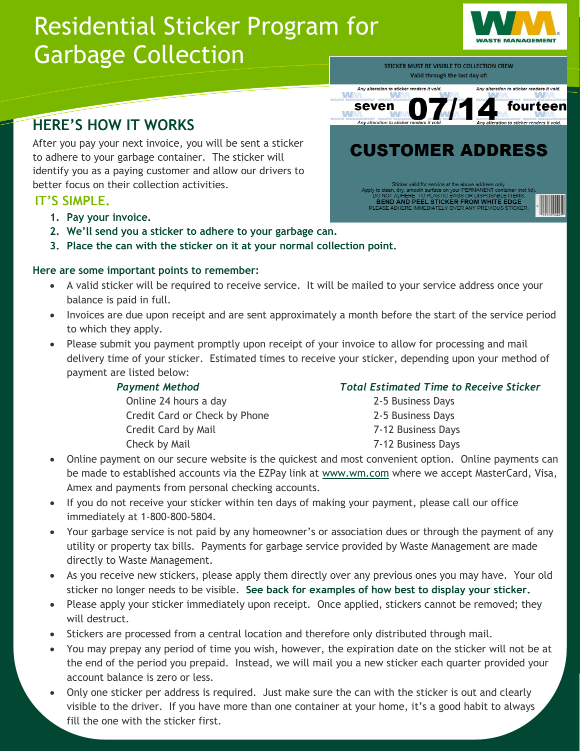# Residential Sticker Program for Garbage Collection

STICKER MUST BE VISIBLE TO COLLECTION CREW
Valid through the last day of:

Any alteration to sticker renders it void.

seven **07/14** fourteen

**CUSTOMER ADDRESS**

Sticker valid for service at the above address only.
Apply to clean, dry, smooth surface on your PERMANENT container (not lid).
DO NOT ADHERE TO PLASTIC BAGS OR DISPOSABLE ITEMS.
**BEND AND PEEL STICKER FROM WHITE EDGE**
PLEASE ADHERE IMMEDIATELY OVER ANY PREVIOUS STICKER.

## HERE'S HOW IT WORKS

After you pay your next invoice, you will be sent a sticker to adhere to your garbage container. The sticker will identify you as a paying customer and allow our drivers to better focus on their collection activities.

## IT'S SIMPLE.

1. **Pay your invoice.**
2. **We'll send you a sticker to adhere to your garbage can.**
3. **Place the can with the sticker on it at your normal collection point.**

**Here are some important points to remember:**

- A valid sticker will be required to receive service. It will be mailed to your service address once your balance is paid in full.
- Invoices are due upon receipt and are sent approximately a month before the start of the service period to which they apply.
- Please submit you payment promptly upon receipt of your invoice to allow for processing and mail delivery time of your sticker. Estimated times to receive your sticker, depending upon your method of payment are listed below:

| *Payment Method* | *Total Estimated Time to Receive Sticker* |
|---|---|
| Online 24 hours a day | 2-5 Business Days |
| Credit Card or Check by Phone | 2-5 Business Days |
| Credit Card by Mail | 7-12 Business Days |
| Check by Mail | 7-12 Business Days |

- Online payment on our secure website is the quickest and most convenient option. Online payments can be made to established accounts via the EZPay link at www.wm.com where we accept MasterCard, Visa, Amex and payments from personal checking accounts.
- If you do not receive your sticker within ten days of making your payment, please call our office immediately at 1-800-800-5804.
- Your garbage service is not paid by any homeowner's or association dues or through the payment of any utility or property tax bills. Payments for garbage service provided by Waste Management are made directly to Waste Management.
- As you receive new stickers, please apply them directly over any previous ones you may have. Your old sticker no longer needs to be visible. **See back for examples of how best to display your sticker.**
- Please apply your sticker immediately upon receipt. Once applied, stickers cannot be removed; they will destruct.
- Stickers are processed from a central location and therefore only distributed through mail.
- You may prepay any period of time you wish, however, the expiration date on the sticker will not be at the end of the period you prepaid. Instead, we will mail you a new sticker each quarter provided your account balance is zero or less.
- Only one sticker per address is required. Just make sure the can with the sticker is out and clearly visible to the driver. If you have more than one container at your home, it's a good habit to always fill the one with the sticker first.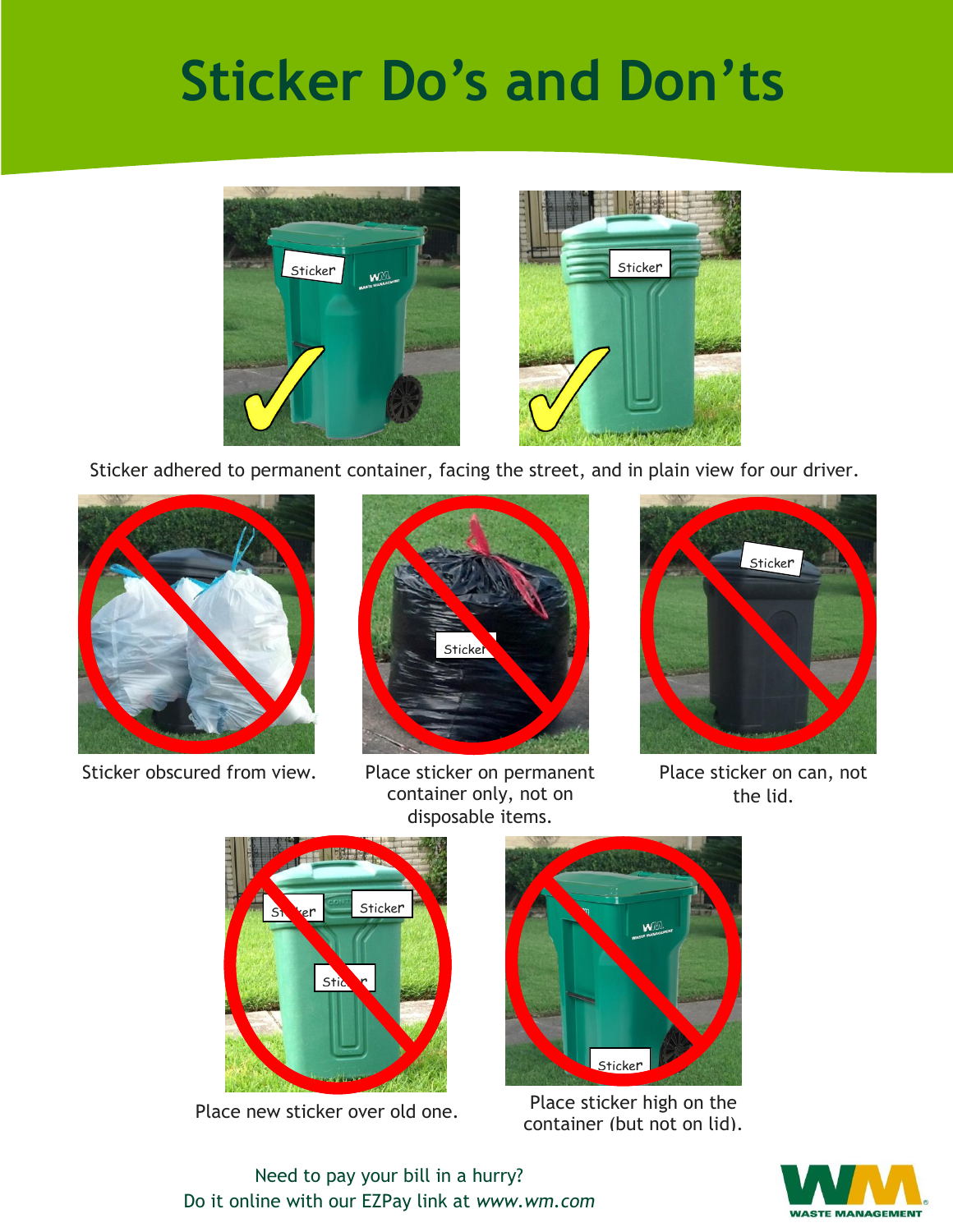# Sticker Do's and Don'ts

Sticker adhered to permanent container, facing the street, and in plain view for our driver.

Sticker obscured from view.

Place sticker on permanent container only, not on disposable items.

Place sticker on can, not the lid.

Place new sticker over old one.

Place sticker high on the container (but not on lid).

Need to pay your bill in a hurry?
Do it online with our EZPay link at *www.wm.com*

WASTE MANAGEMENT